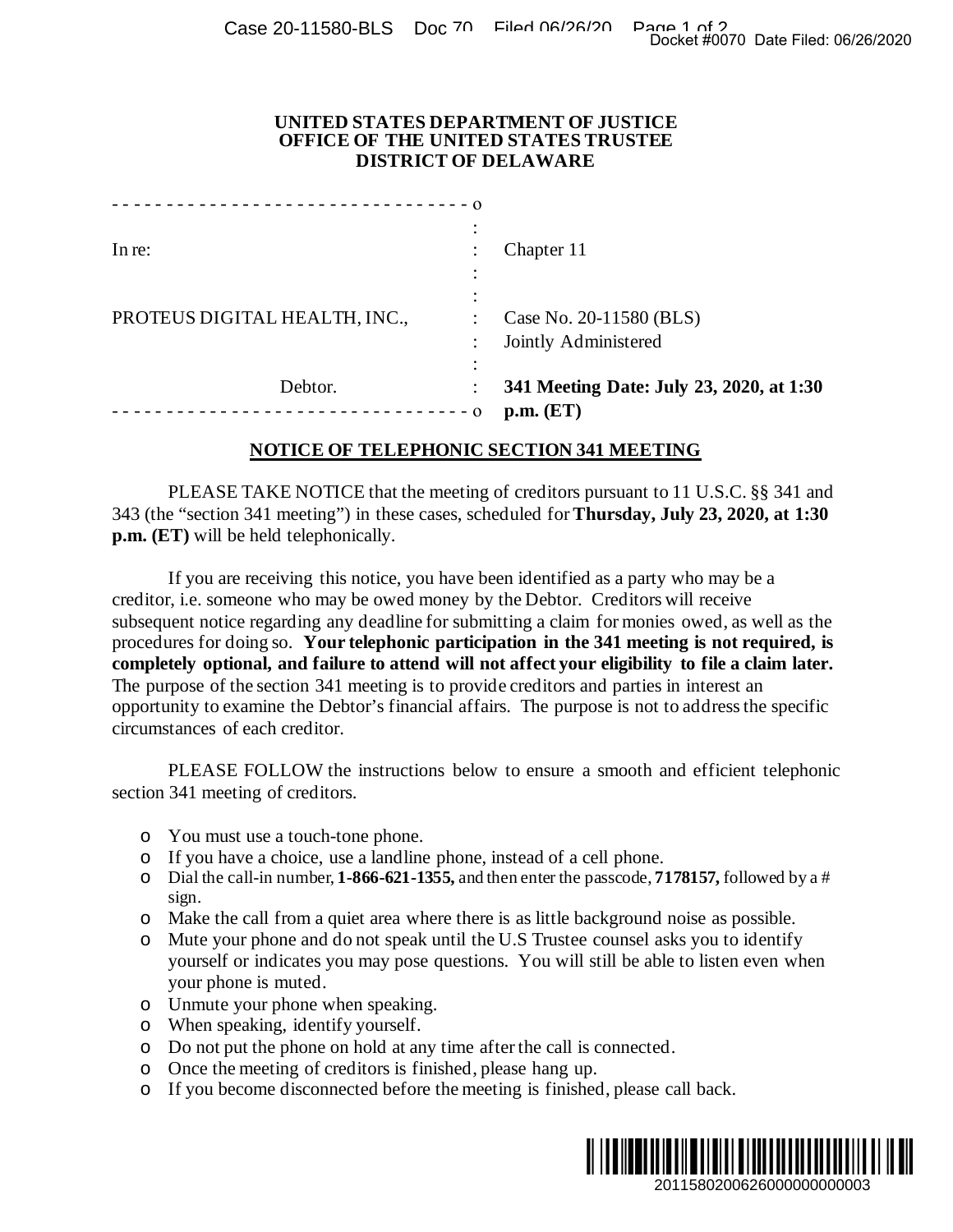**UNITED STATES DEPARTMENT OF JUSTICE**
**OFFICE OF THE UNITED STATES TRUSTEE**
**DISTRICT OF DELAWARE**

| | | |
|---|---|---|
| In re: | : | Chapter 11 |
| PROTEUS DIGITAL HEALTH, INC., | : | Case No. 20-11580 (BLS) |
| | : | Jointly Administered |
| Debtor. | : | **341 Meeting Date: July 23, 2020, at 1:30 p.m. (ET)** |

## NOTICE OF TELEPHONIC SECTION 341 MEETING

PLEASE TAKE NOTICE that the meeting of creditors pursuant to 11 U.S.C. §§ 341 and 343 (the "section 341 meeting") in these cases, scheduled for **Thursday, July 23, 2020, at 1:30 p.m. (ET)** will be held telephonically.

If you are receiving this notice, you have been identified as a party who may be a creditor, i.e. someone who may be owed money by the Debtor. Creditors will receive subsequent notice regarding any deadline for submitting a claim for monies owed, as well as the procedures for doing so. **Your telephonic participation in the 341 meeting is not required, is completely optional, and failure to attend will not affect your eligibility to file a claim later.** The purpose of the section 341 meeting is to provide creditors and parties in interest an opportunity to examine the Debtor's financial affairs. The purpose is not to address the specific circumstances of each creditor.

PLEASE FOLLOW the instructions below to ensure a smooth and efficient telephonic section 341 meeting of creditors.

- You must use a touch-tone phone.
- If you have a choice, use a landline phone, instead of a cell phone.
- Dial the call-in number, **1-866-621-1355,** and then enter the passcode, **7178157,** followed by a # sign.
- Make the call from a quiet area where there is as little background noise as possible.
- Mute your phone and do not speak until the U.S Trustee counsel asks you to identify yourself or indicates you may pose questions. You will still be able to listen even when your phone is muted.
- Unmute your phone when speaking.
- When speaking, identify yourself.
- Do not put the phone on hold at any time after the call is connected.
- Once the meeting of creditors is finished, please hang up.
- If you become disconnected before the meeting is finished, please call back.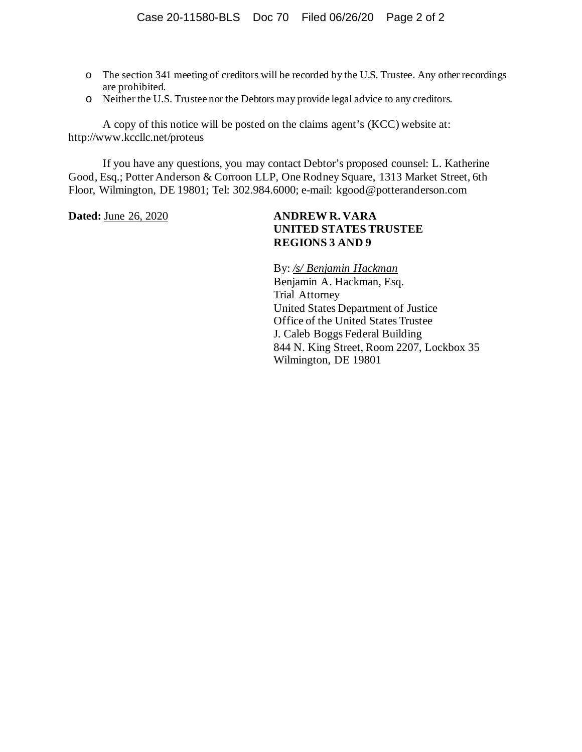- The section 341 meeting of creditors will be recorded by the U.S. Trustee. Any other recordings are prohibited.
- Neither the U.S. Trustee nor the Debtors may provide legal advice to any creditors.

A copy of this notice will be posted on the claims agent's (KCC) website at: http://www.kccllc.net/proteus

If you have any questions, you may contact Debtor's proposed counsel: L. Katherine Good, Esq.; Potter Anderson & Corroon LLP, One Rodney Square, 1313 Market Street, 6th Floor, Wilmington, DE 19801; Tel: 302.984.6000; e-mail: kgood@potteranderson.com

**Dated:** June 26, 2020

**ANDREW R. VARA**
**UNITED STATES TRUSTEE**
**REGIONS 3 AND 9**

By: */s/ Benjamin Hackman*
Benjamin A. Hackman, Esq.
Trial Attorney
United States Department of Justice
Office of the United States Trustee
J. Caleb Boggs Federal Building
844 N. King Street, Room 2207, Lockbox 35
Wilmington, DE 19801